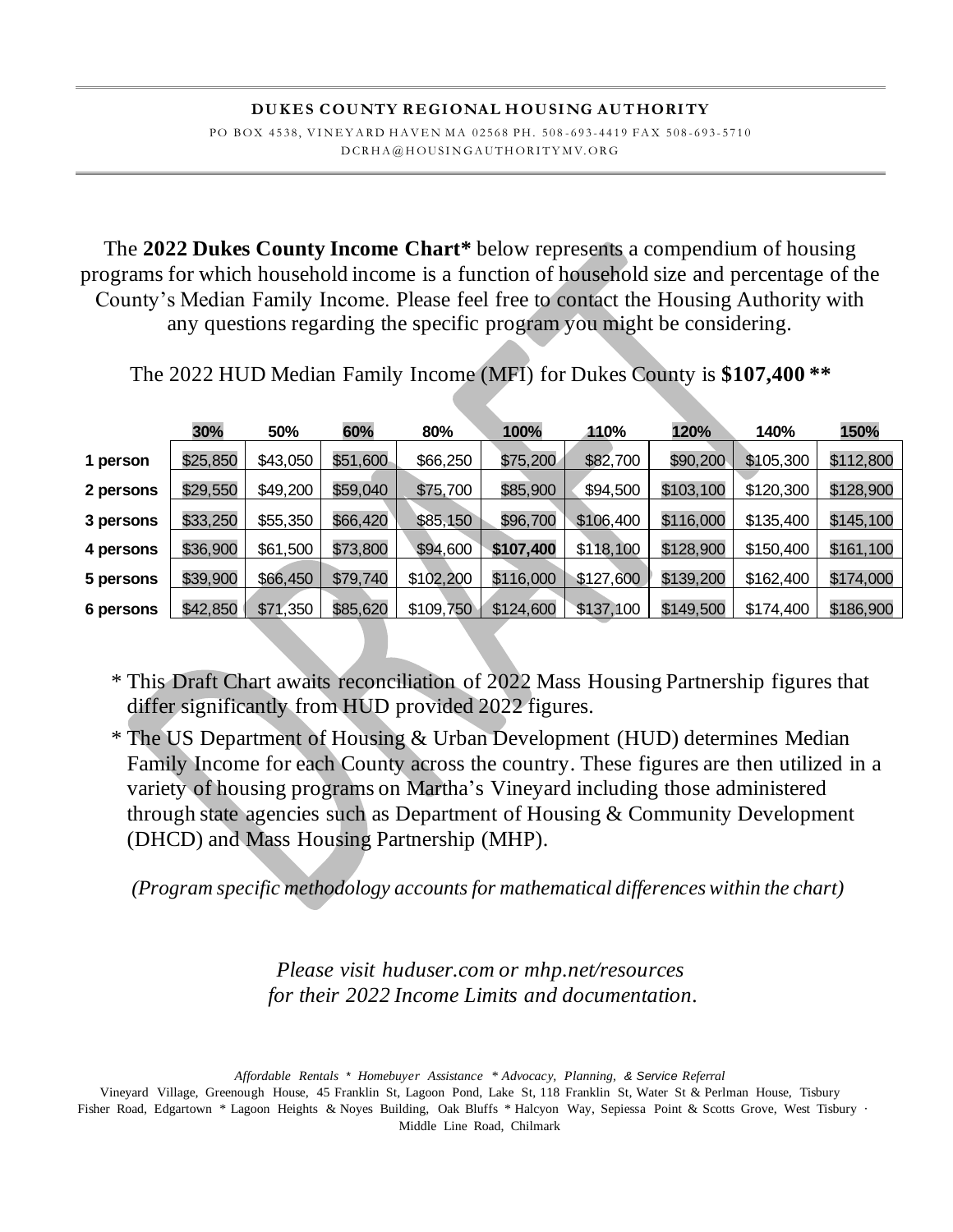**DUKES COUNTY REGIONAL HOUSING AUTHORITY**

PO BOX 4538, VINEYARD HAVEN MA 02568 PH. 508-693-4419 FAX 508-693-5710
DCRHA@HOUSINGAUTHORITYMV.ORG

The **2022 Dukes County Income Chart*** below represents a compendium of housing programs for which household income is a function of household size and percentage of the County's Median Family Income. Please feel free to contact the Housing Authority with any questions regarding the specific program you might be considering.

The 2022 HUD Median Family Income (MFI) for Dukes County is **$107,400 ****

| | 30% | 50% | 60% | 80% | 100% | 110% | 120% | 140% | 150% |
|---|---|---|---|---|---|---|---|---|---|
| **1 person** | $25,850 | $43,050 | $51,600 | $66,250 | $75,200 | $82,700 | $90,200 | $105,300 | $112,800 |
| **2 persons** | $29,550 | $49,200 | $59,040 | $75,700 | $85,900 | $94,500 | $103,100 | $120,300 | $128,900 |
| **3 persons** | $33,250 | $55,350 | $66,420 | $85,150 | $96,700 | $106,400 | $116,000 | $135,400 | $145,100 |
| **4 persons** | $36,900 | $61,500 | $73,800 | $94,600 | **$107,400** | $118,100 | $128,900 | $150,400 | $161,100 |
| **5 persons** | $39,900 | $66,450 | $79,740 | $102,200 | $116,000 | $127,600 | $139,200 | $162,400 | $174,000 |
| **6 persons** | $42,850 | $71,350 | $85,620 | $109,750 | $124,600 | $137,100 | $149,500 | $174,400 | $186,900 |

\* This Draft Chart awaits reconciliation of 2022 Mass Housing Partnership figures that differ significantly from HUD provided 2022 figures.

\* The US Department of Housing & Urban Development (HUD) determines Median Family Income for each County across the country. These figures are then utilized in a variety of housing programs on Martha's Vineyard including those administered through state agencies such as Department of Housing & Community Development (DHCD) and Mass Housing Partnership (MHP).

*(Program specific methodology accounts for mathematical differences within the chart)*

*Please visit huduser.com or mhp.net/resources for their 2022 Income Limits and documentation.*

*Affordable Rentals * Homebuyer Assistance * Advocacy, Planning, & Service Referral*

Vineyard Village, Greenough House, 45 Franklin St, Lagoon Pond, Lake St, 118 Franklin St, Water St & Perlman House, Tisbury
Fisher Road, Edgartown * Lagoon Heights & Noyes Building, Oak Bluffs * Halcyon Way, Sepiessa Point & Scotts Grove, West Tisbury · Middle Line Road, Chilmark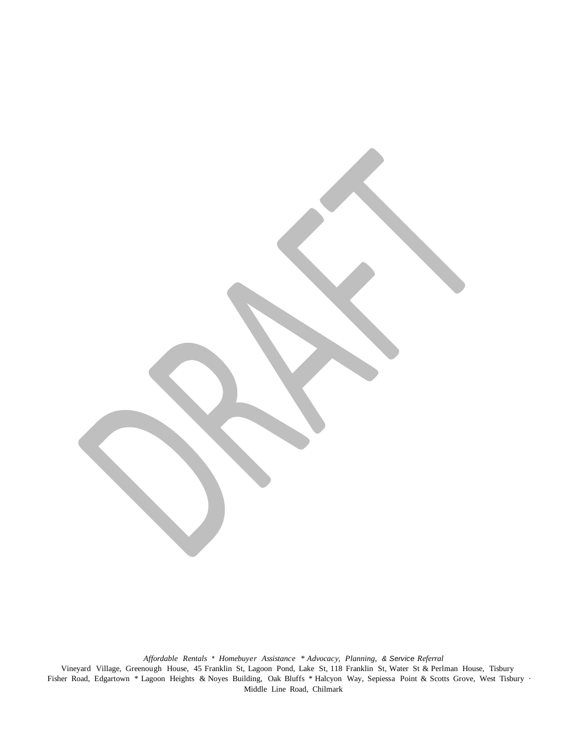*Affordable Rentals * Homebuyer Assistance * Advocacy, Planning, & Service Referral*

Vineyard Village, Greenough House, 45 Franklin St, Lagoon Pond, Lake St, 118 Franklin St, Water St & Perlman House, Tisbury
Fisher Road, Edgartown * Lagoon Heights & Noyes Building, Oak Bluffs * Halcyon Way, Sepiessa Point & Scotts Grove, West Tisbury ·
Middle Line Road, Chilmark